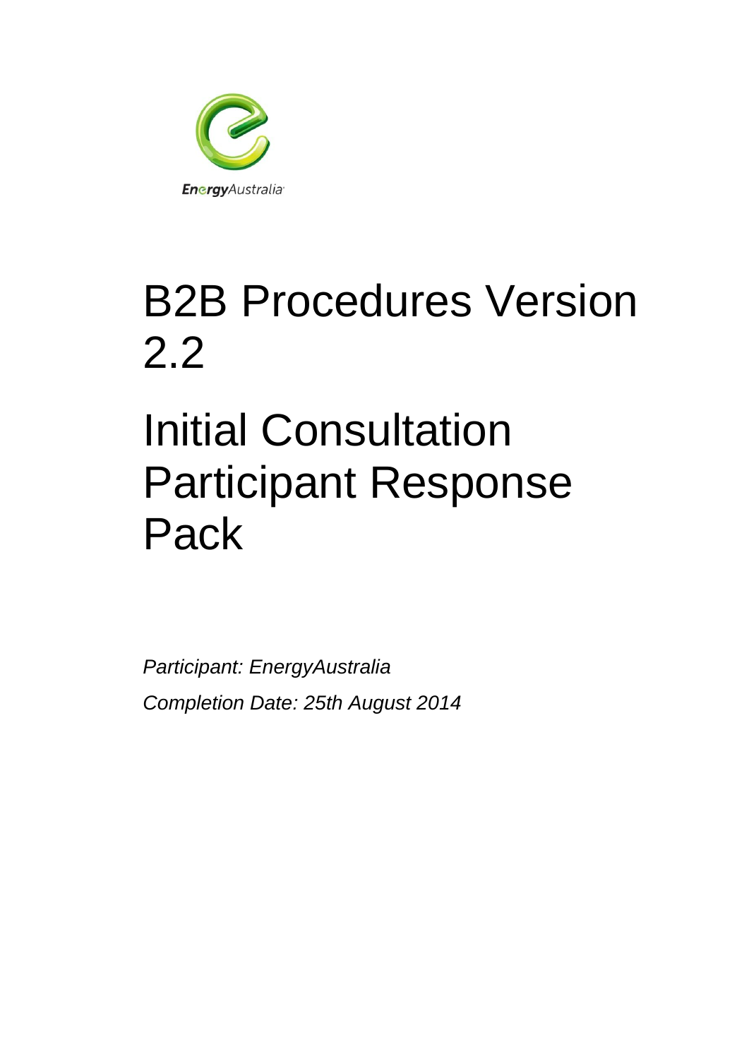EnergyAustralia

# B2B Procedures Version 2.2

# Initial Consultation Participant Response Pack

*Participant: EnergyAustralia*

*Completion Date: 25th August 2014*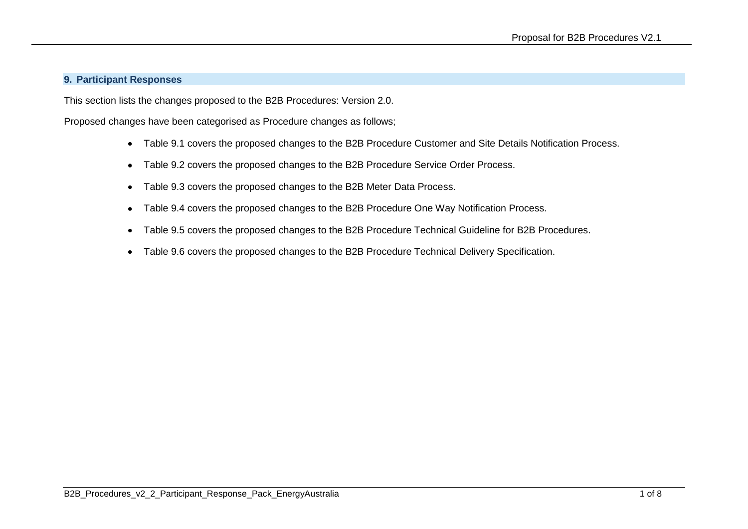## 9. Participant Responses

This section lists the changes proposed to the B2B Procedures: Version 2.0.

Proposed changes have been categorised as Procedure changes as follows;

- Table 9.1 covers the proposed changes to the B2B Procedure Customer and Site Details Notification Process.
- Table 9.2 covers the proposed changes to the B2B Procedure Service Order Process.
- Table 9.3 covers the proposed changes to the B2B Meter Data Process.
- Table 9.4 covers the proposed changes to the B2B Procedure One Way Notification Process.
- Table 9.5 covers the proposed changes to the B2B Procedure Technical Guideline for B2B Procedures.
- Table 9.6 covers the proposed changes to the B2B Procedure Technical Delivery Specification.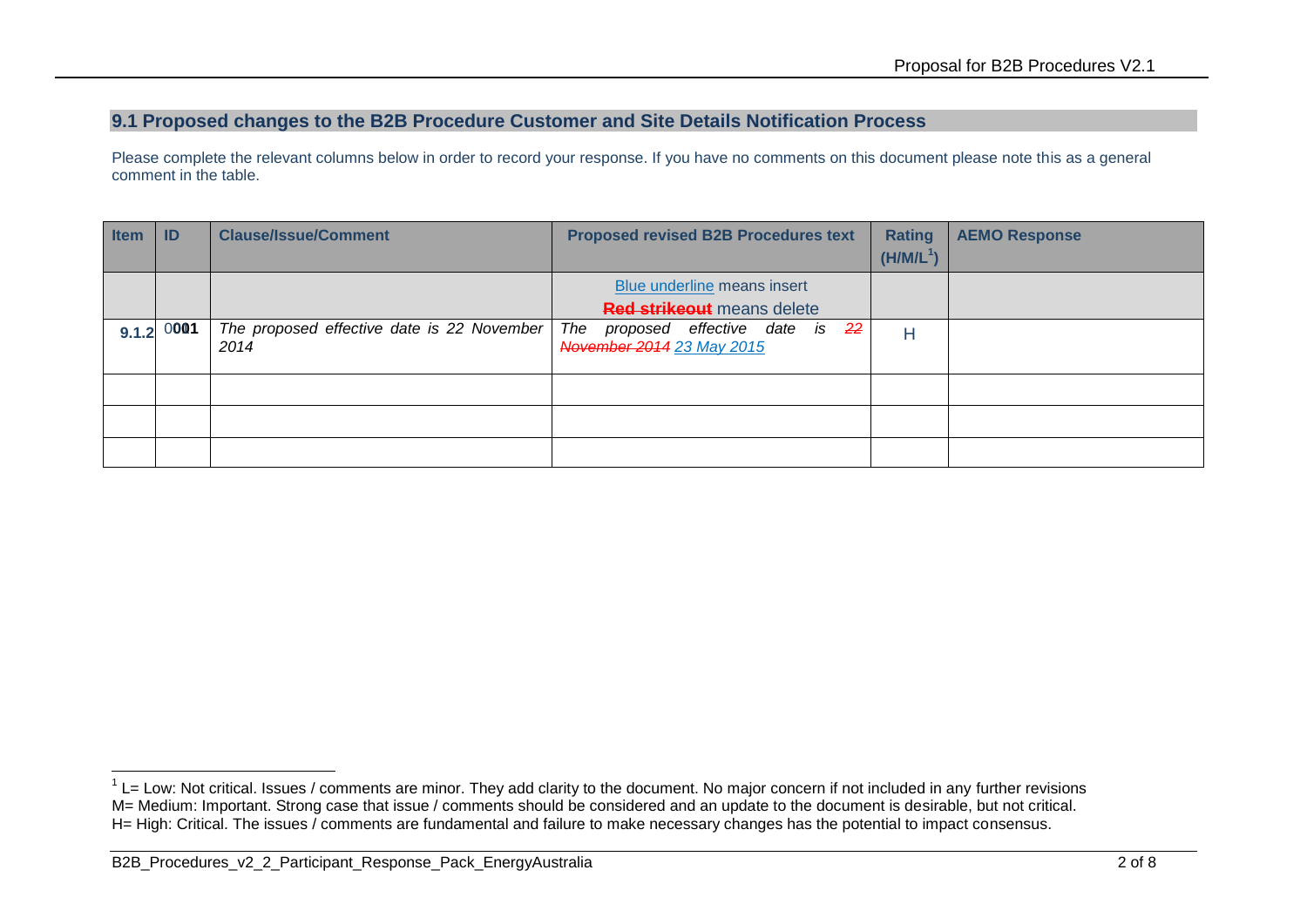## 9.1 Proposed changes to the B2B Procedure Customer and Site Details Notification Process

Please complete the relevant columns below in order to record your response. If you have no comments on this document please note this as a general comment in the table.

| Item | ID | Clause/Issue/Comment | Proposed revised B2B Procedures text | Rating (H/M/L[1]) | AEMO Response |
|---|---|---|---|---|---|
| | | | Blue underline means insert<br>~~Red strikeout~~ means delete | | |
| 9.1.2 | 0001 | *The proposed effective date is 22 November 2014* | *The proposed effective date is ~~22 November 2014~~ 23 May 2015* | H | |
| | | | | | |
| | | | | | |
| | | | | | |

[1] L= Low: Not critical. Issues / comments are minor. They add clarity to the document. No major concern if not included in any further revisions
M= Medium: Important. Strong case that issue / comments should be considered and an update to the document is desirable, but not critical.
H= High: Critical. The issues / comments are fundamental and failure to make necessary changes has the potential to impact consensus.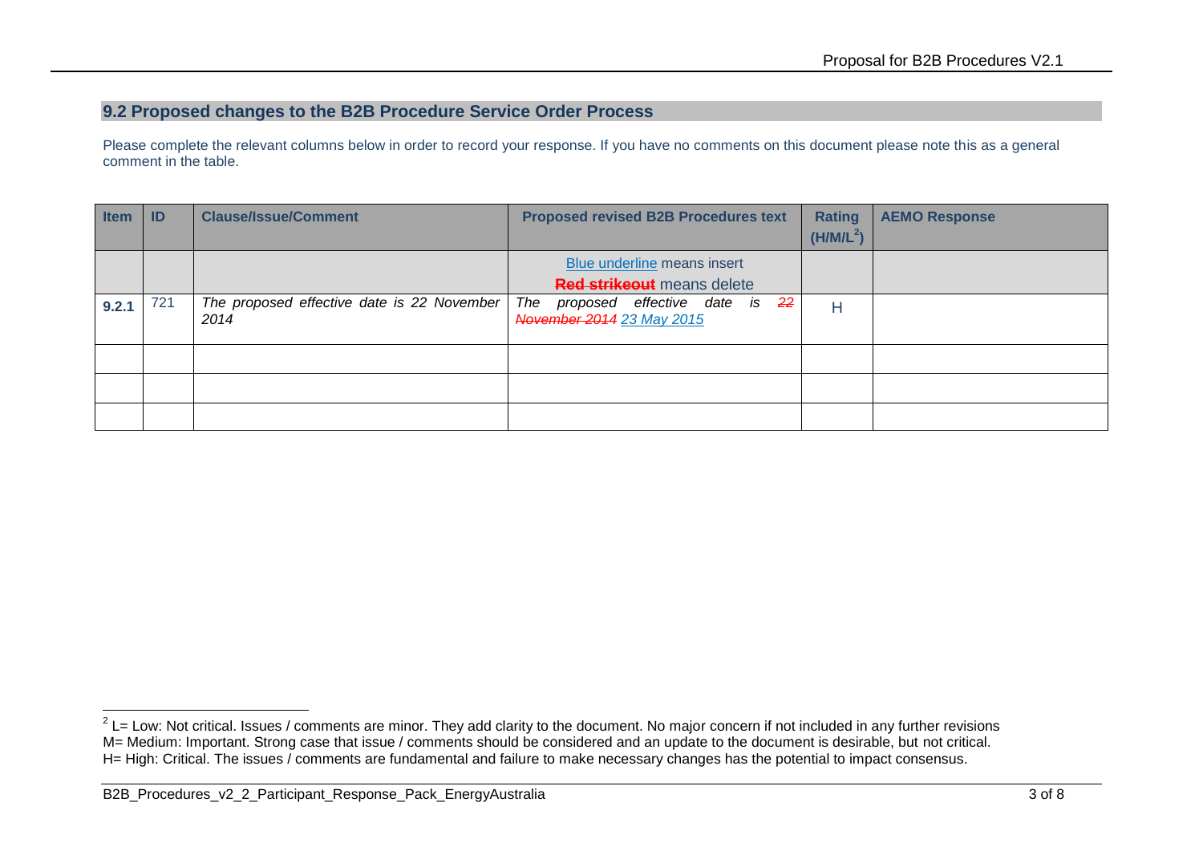## 9.2 Proposed changes to the B2B Procedure Service Order Process

Please complete the relevant columns below in order to record your response. If you have no comments on this document please note this as a general comment in the table.

| Item | ID | Clause/Issue/Comment | Proposed revised B2B Procedures text | Rating (H/M/L[2]) | AEMO Response |
|---|---|---|---|---|---|
| | | | Blue underline means insert<br>~~Red strikeout~~ means delete | | |
| 9.2.1 | 721 | *The proposed effective date is 22 November 2014* | *The proposed effective date is ~~22 November 2014~~ 23 May 2015* | H | |
| | | | | | |
| | | | | | |
| | | | | | |

[2] L= Low: Not critical. Issues / comments are minor. They add clarity to the document. No major concern if not included in any further revisions
M= Medium: Important. Strong case that issue / comments should be considered and an update to the document is desirable, but not critical.
H= High: Critical. The issues / comments are fundamental and failure to make necessary changes has the potential to impact consensus.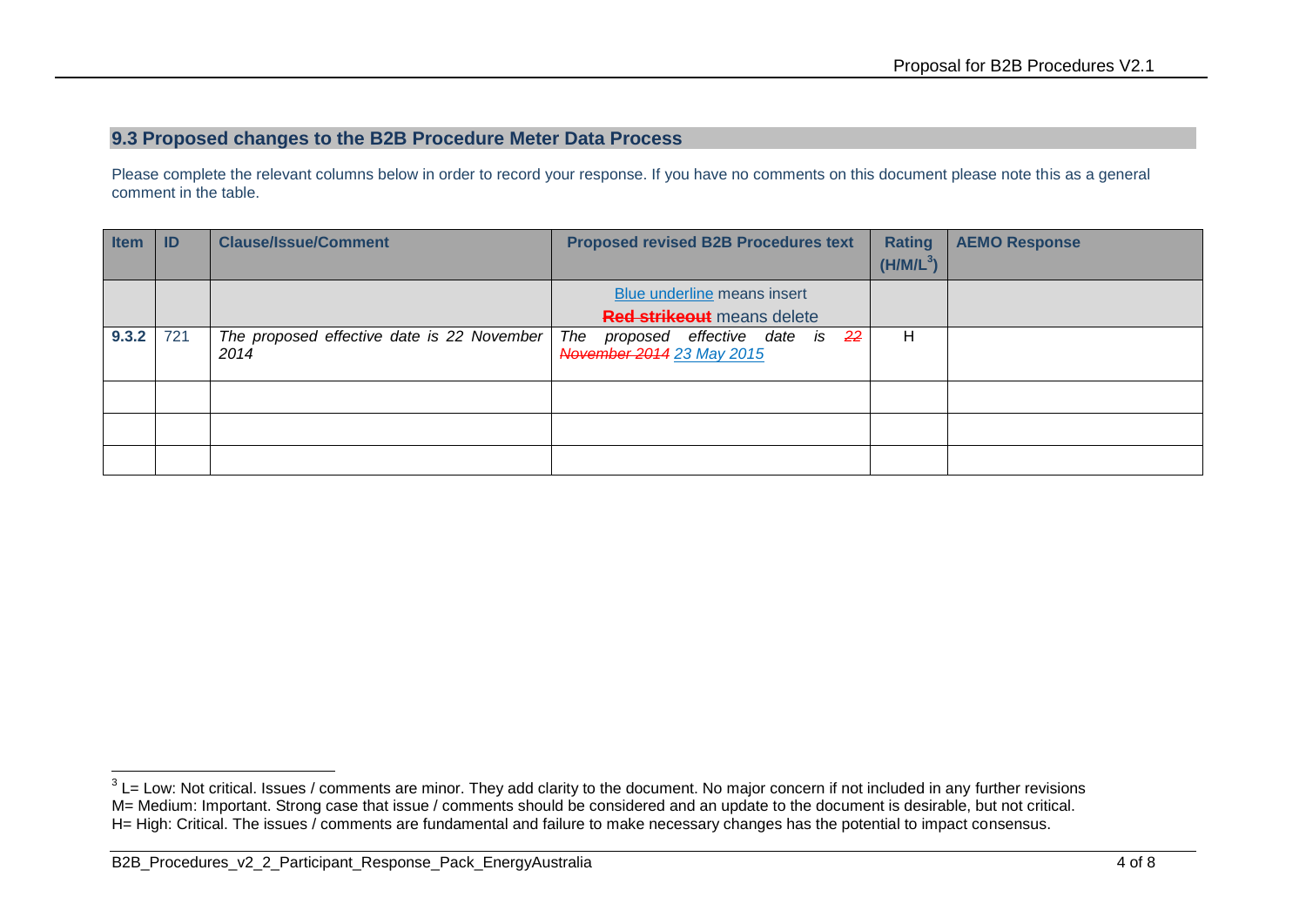## 9.3 Proposed changes to the B2B Procedure Meter Data Process

Please complete the relevant columns below in order to record your response. If you have no comments on this document please note this as a general comment in the table.

| Item | ID | Clause/Issue/Comment | Proposed revised B2B Procedures text | Rating (H/M/L[3]) | AEMO Response |
|---|---|---|---|---|---|
| | | | Blue underline means insert<br>~~Red strikeout~~ means delete | | |
| **9.3.2** | 721 | *The proposed effective date is 22 November 2014* | *The proposed effective date is ~~22 November 2014~~ 23 May 2015* | H | |
| | | | | | |
| | | | | | |
| | | | | | |

[3] L= Low: Not critical. Issues / comments are minor. They add clarity to the document. No major concern if not included in any further revisions
M= Medium: Important. Strong case that issue / comments should be considered and an update to the document is desirable, but not critical.
H= High: Critical. The issues / comments are fundamental and failure to make necessary changes has the potential to impact consensus.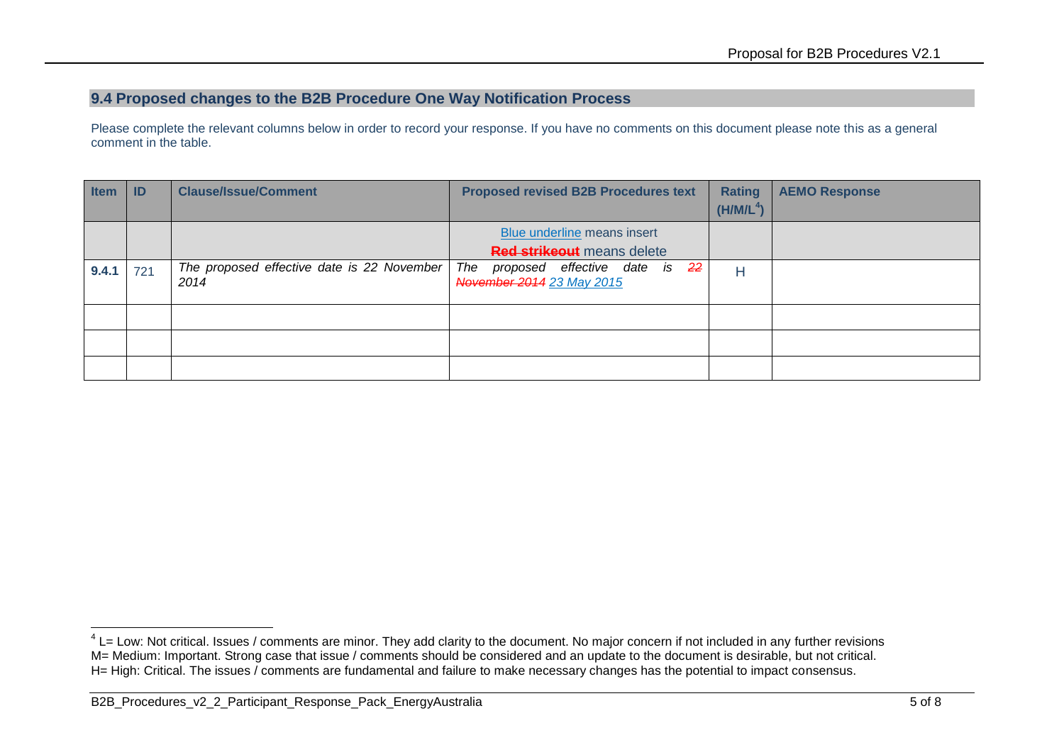## 9.4 Proposed changes to the B2B Procedure One Way Notification Process

Please complete the relevant columns below in order to record your response. If you have no comments on this document please note this as a general comment in the table.

| Item | ID | Clause/Issue/Comment | Proposed revised B2B Procedures text | Rating (H/M/L[4]) | AEMO Response |
|---|---|---|---|---|---|
| | | | Blue underline means insert<br>~~Red strikeout~~ means delete | | |
| **9.4.1** | 721 | *The proposed effective date is 22 November 2014* | *The proposed effective date is ~~22 November 2014~~ 23 May 2015* | H | |
| | | | | | |
| | | | | | |
| | | | | | |

[4] L= Low: Not critical. Issues / comments are minor. They add clarity to the document. No major concern if not included in any further revisions
M= Medium: Important. Strong case that issue / comments should be considered and an update to the document is desirable, but not critical.
H= High: Critical. The issues / comments are fundamental and failure to make necessary changes has the potential to impact consensus.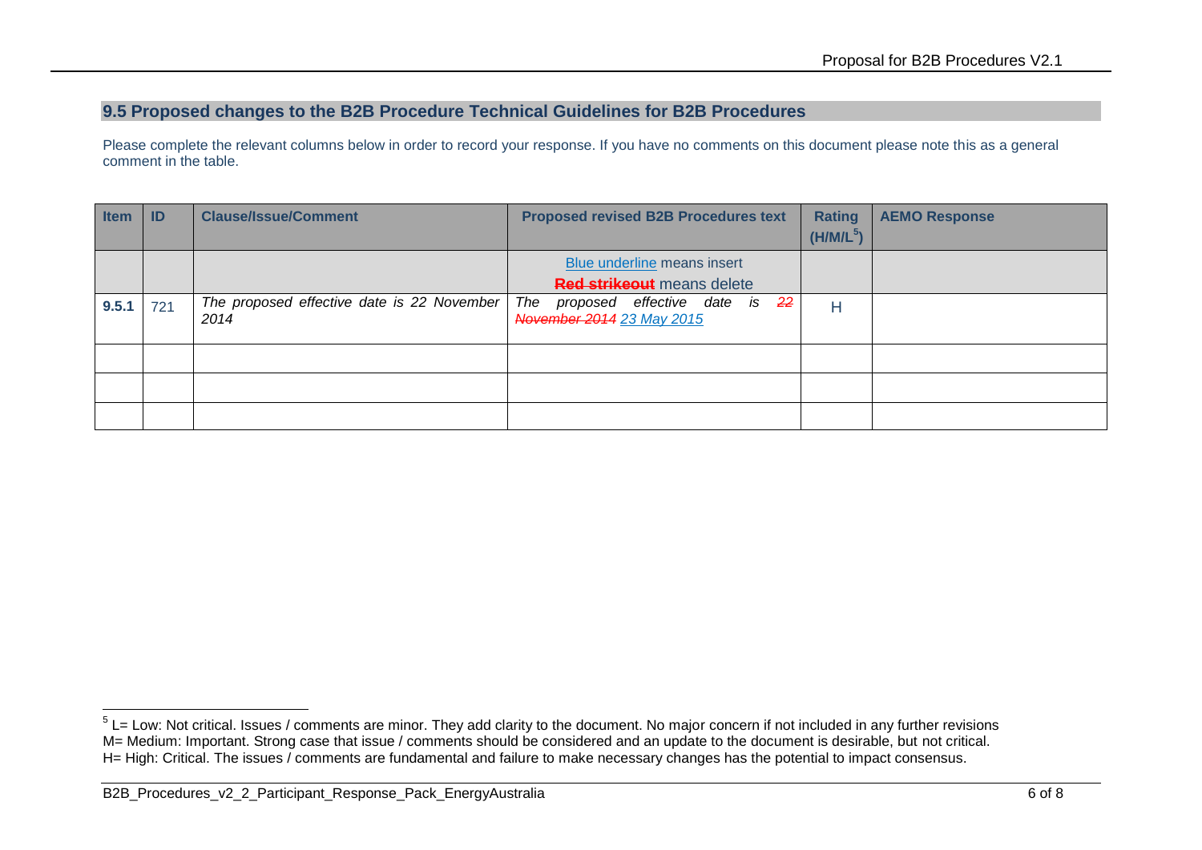## 9.5 Proposed changes to the B2B Procedure Technical Guidelines for B2B Procedures

Please complete the relevant columns below in order to record your response. If you have no comments on this document please note this as a general comment in the table.

| Item | ID | Clause/Issue/Comment | Proposed revised B2B Procedures text | Rating (H/M/L[5]) | AEMO Response |
|---|---|---|---|---|---|
| | | | <u>Blue underline</u> means insert<br>~~**Red strikeout**~~ means delete | | |
| **9.5.1** | 721 | *The proposed effective date is 22 November 2014* | *The proposed effective date is ~~22 November 2014~~ <u>23 May 2015</u>* | H | |
| | | | | | |
| | | | | | |
| | | | | | |

[5] L= Low: Not critical. Issues / comments are minor. They add clarity to the document. No major concern if not included in any further revisions
M= Medium: Important. Strong case that issue / comments should be considered and an update to the document is desirable, but not critical.
H= High: Critical. The issues / comments are fundamental and failure to make necessary changes has the potential to impact consensus.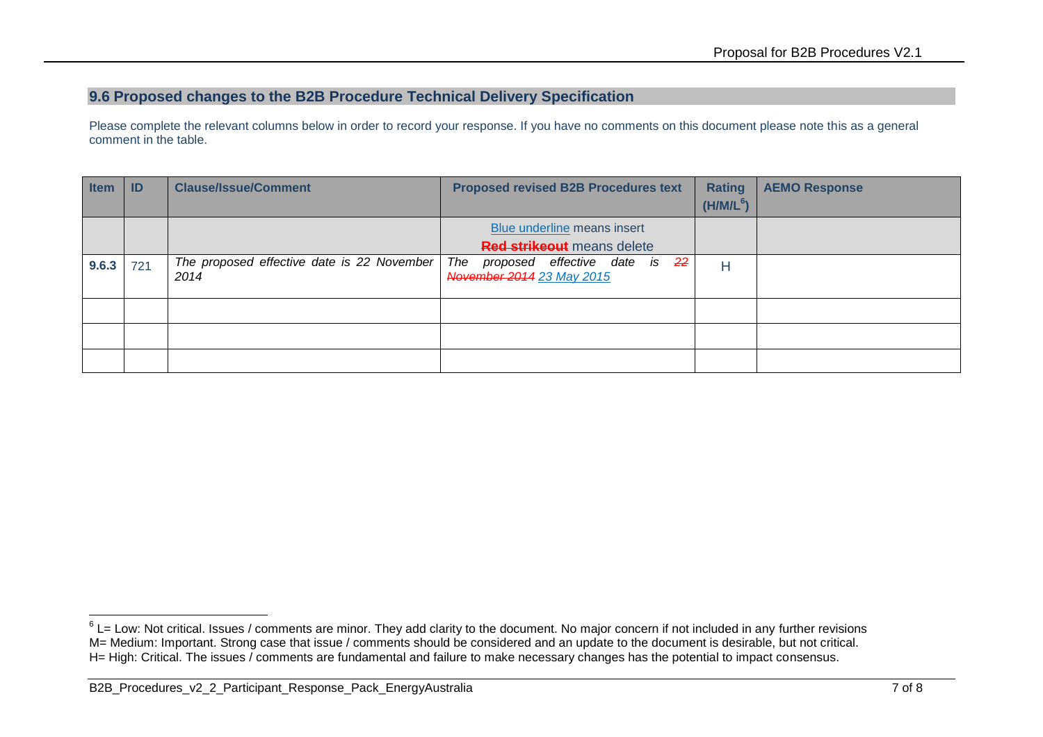## 9.6 Proposed changes to the B2B Procedure Technical Delivery Specification

Please complete the relevant columns below in order to record your response. If you have no comments on this document please note this as a general comment in the table.

| Item | ID | Clause/Issue/Comment | Proposed revised B2B Procedures text | Rating (H/M/L[6]) | AEMO Response |
|---|---|---|---|---|---|
| | | | Blue underline means insert<br>~~Red strikeout~~ means delete | | |
| **9.6.3** | 721 | *The proposed effective date is 22 November 2014* | *The proposed effective date is ~~22 November 2014~~ 23 May 2015* | H | |
| | | | | | |
| | | | | | |
| | | | | | |

[6] L= Low: Not critical. Issues / comments are minor. They add clarity to the document. No major concern if not included in any further revisions
M= Medium: Important. Strong case that issue / comments should be considered and an update to the document is desirable, but not critical.
H= High: Critical. The issues / comments are fundamental and failure to make necessary changes has the potential to impact consensus.